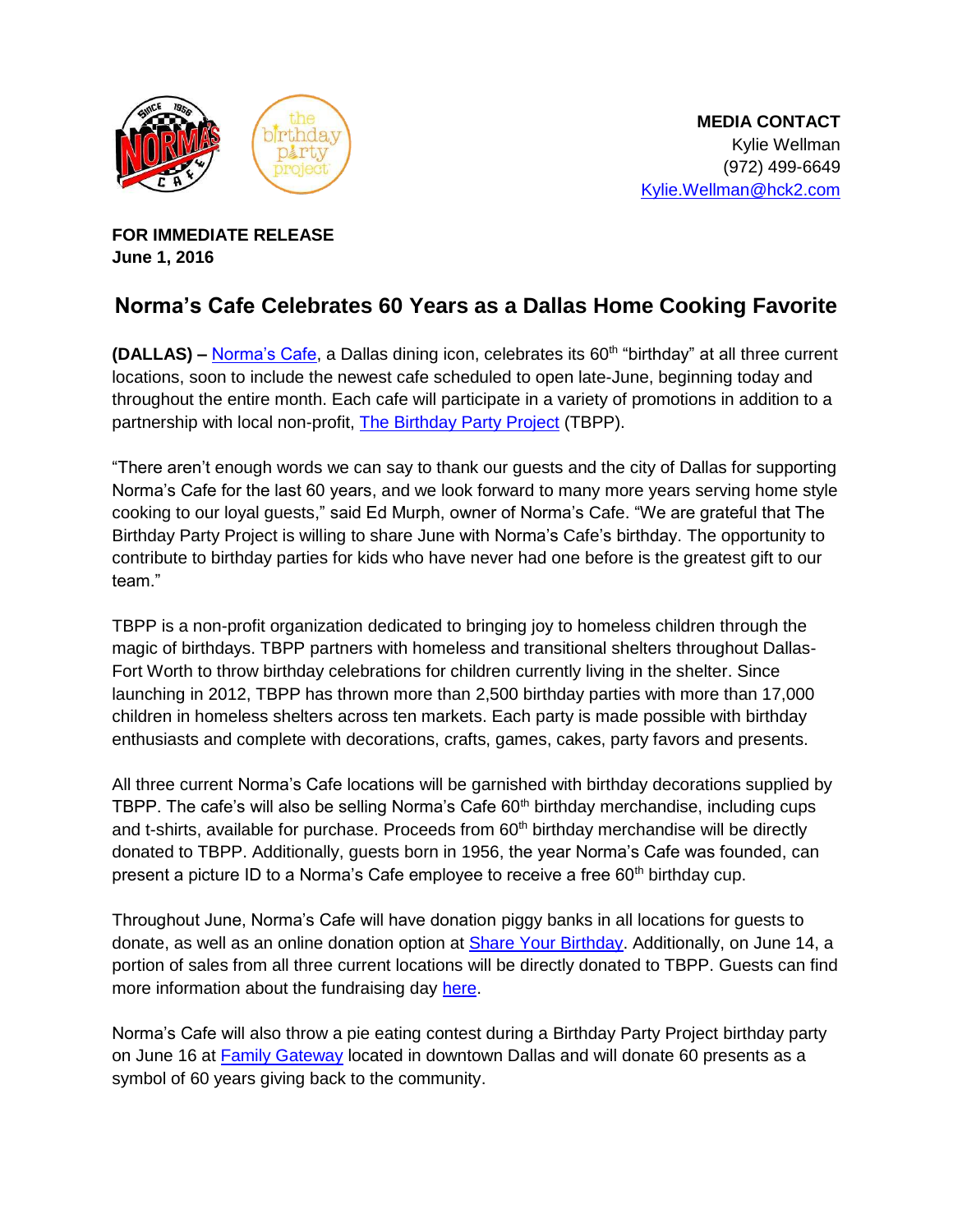**MEDIA CONTACT**
Kylie Wellman
(972) 499-6649
Kylie.Wellman@hck2.com

**FOR IMMEDIATE RELEASE**
**June 1, 2016**

## Norma's Cafe Celebrates 60 Years as a Dallas Home Cooking Favorite

**(DALLAS) –** Norma's Cafe, a Dallas dining icon, celebrates its 60th "birthday" at all three current locations, soon to include the newest cafe scheduled to open late-June, beginning today and throughout the entire month. Each cafe will participate in a variety of promotions in addition to a partnership with local non-profit, The Birthday Party Project (TBPP).

"There aren't enough words we can say to thank our guests and the city of Dallas for supporting Norma's Cafe for the last 60 years, and we look forward to many more years serving home style cooking to our loyal guests," said Ed Murph, owner of Norma's Cafe. "We are grateful that The Birthday Party Project is willing to share June with Norma's Cafe's birthday. The opportunity to contribute to birthday parties for kids who have never had one before is the greatest gift to our team."

TBPP is a non-profit organization dedicated to bringing joy to homeless children through the magic of birthdays. TBPP partners with homeless and transitional shelters throughout Dallas-Fort Worth to throw birthday celebrations for children currently living in the shelter. Since launching in 2012, TBPP has thrown more than 2,500 birthday parties with more than 17,000 children in homeless shelters across ten markets. Each party is made possible with birthday enthusiasts and complete with decorations, crafts, games, cakes, party favors and presents.

All three current Norma's Cafe locations will be garnished with birthday decorations supplied by TBPP. The cafe's will also be selling Norma's Cafe 60th birthday merchandise, including cups and t-shirts, available for purchase. Proceeds from 60th birthday merchandise will be directly donated to TBPP. Additionally, guests born in 1956, the year Norma's Cafe was founded, can present a picture ID to a Norma's Cafe employee to receive a free 60th birthday cup.

Throughout June, Norma's Cafe will have donation piggy banks in all locations for guests to donate, as well as an online donation option at Share Your Birthday. Additionally, on June 14, a portion of sales from all three current locations will be directly donated to TBPP. Guests can find more information about the fundraising day here.

Norma's Cafe will also throw a pie eating contest during a Birthday Party Project birthday party on June 16 at Family Gateway located in downtown Dallas and will donate 60 presents as a symbol of 60 years giving back to the community.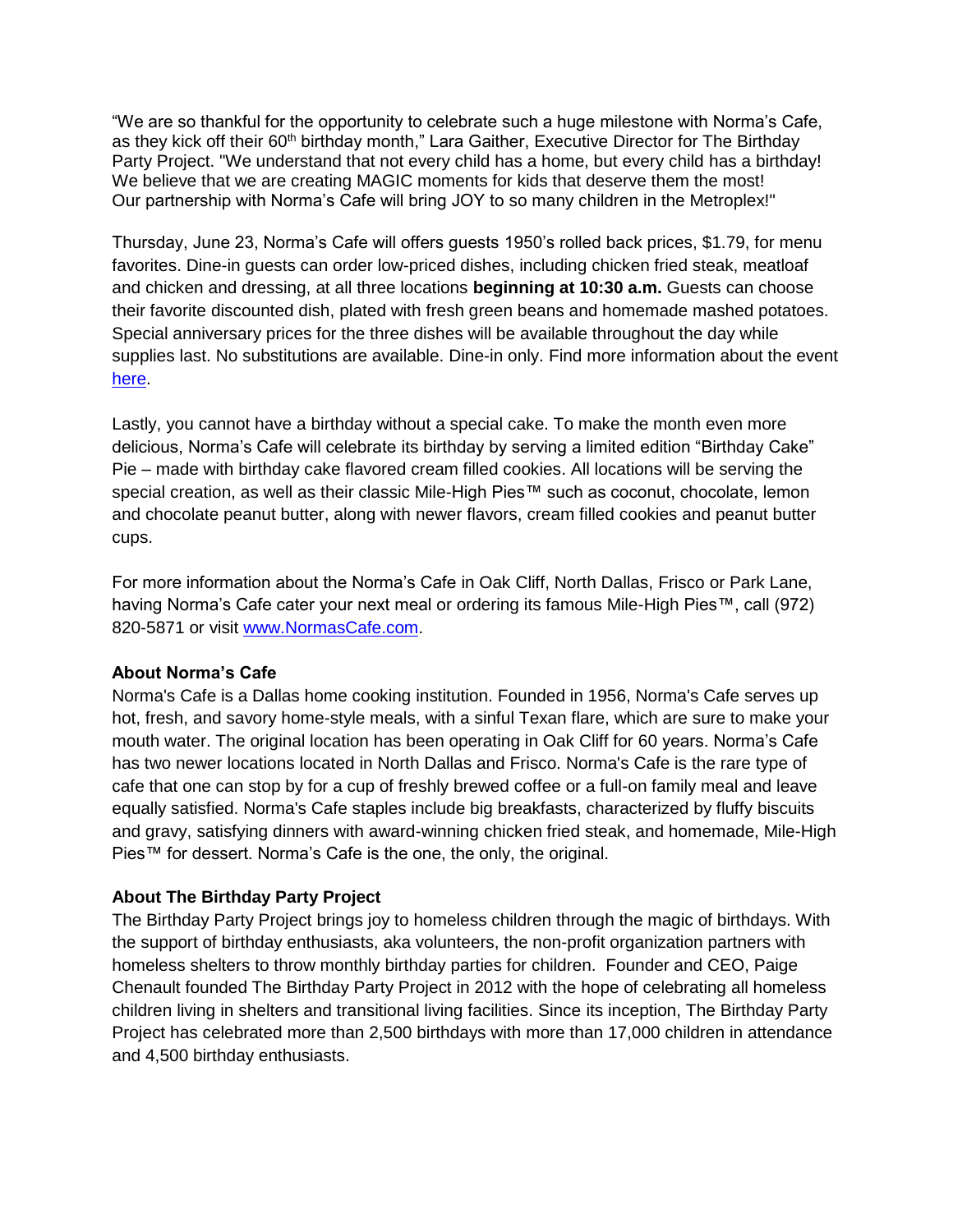"We are so thankful for the opportunity to celebrate such a huge milestone with Norma's Cafe, as they kick off their 60th birthday month," Lara Gaither, Executive Director for The Birthday Party Project. "We understand that not every child has a home, but every child has a birthday! We believe that we are creating MAGIC moments for kids that deserve them the most! Our partnership with Norma's Cafe will bring JOY to so many children in the Metroplex!"

Thursday, June 23, Norma's Cafe will offers guests 1950's rolled back prices, $1.79, for menu favorites. Dine-in guests can order low-priced dishes, including chicken fried steak, meatloaf and chicken and dressing, at all three locations **beginning at 10:30 a.m.** Guests can choose their favorite discounted dish, plated with fresh green beans and homemade mashed potatoes. Special anniversary prices for the three dishes will be available throughout the day while supplies last. No substitutions are available. Dine-in only. Find more information about the event here.

Lastly, you cannot have a birthday without a special cake. To make the month even more delicious, Norma's Cafe will celebrate its birthday by serving a limited edition "Birthday Cake" Pie – made with birthday cake flavored cream filled cookies. All locations will be serving the special creation, as well as their classic Mile-High Pies™ such as coconut, chocolate, lemon and chocolate peanut butter, along with newer flavors, cream filled cookies and peanut butter cups.

For more information about the Norma's Cafe in Oak Cliff, North Dallas, Frisco or Park Lane, having Norma's Cafe cater your next meal or ordering its famous Mile-High Pies™, call (972) 820-5871 or visit www.NormasCafe.com.

**About Norma's Cafe**

Norma's Cafe is a Dallas home cooking institution. Founded in 1956, Norma's Cafe serves up hot, fresh, and savory home-style meals, with a sinful Texan flare, which are sure to make your mouth water. The original location has been operating in Oak Cliff for 60 years. Norma's Cafe has two newer locations located in North Dallas and Frisco. Norma's Cafe is the rare type of cafe that one can stop by for a cup of freshly brewed coffee or a full-on family meal and leave equally satisfied. Norma's Cafe staples include big breakfasts, characterized by fluffy biscuits and gravy, satisfying dinners with award-winning chicken fried steak, and homemade, Mile-High Pies™ for dessert. Norma's Cafe is the one, the only, the original.

**About The Birthday Party Project**

The Birthday Party Project brings joy to homeless children through the magic of birthdays. With the support of birthday enthusiasts, aka volunteers, the non-profit organization partners with homeless shelters to throw monthly birthday parties for children. Founder and CEO, Paige Chenault founded The Birthday Party Project in 2012 with the hope of celebrating all homeless children living in shelters and transitional living facilities. Since its inception, The Birthday Party Project has celebrated more than 2,500 birthdays with more than 17,000 children in attendance and 4,500 birthday enthusiasts.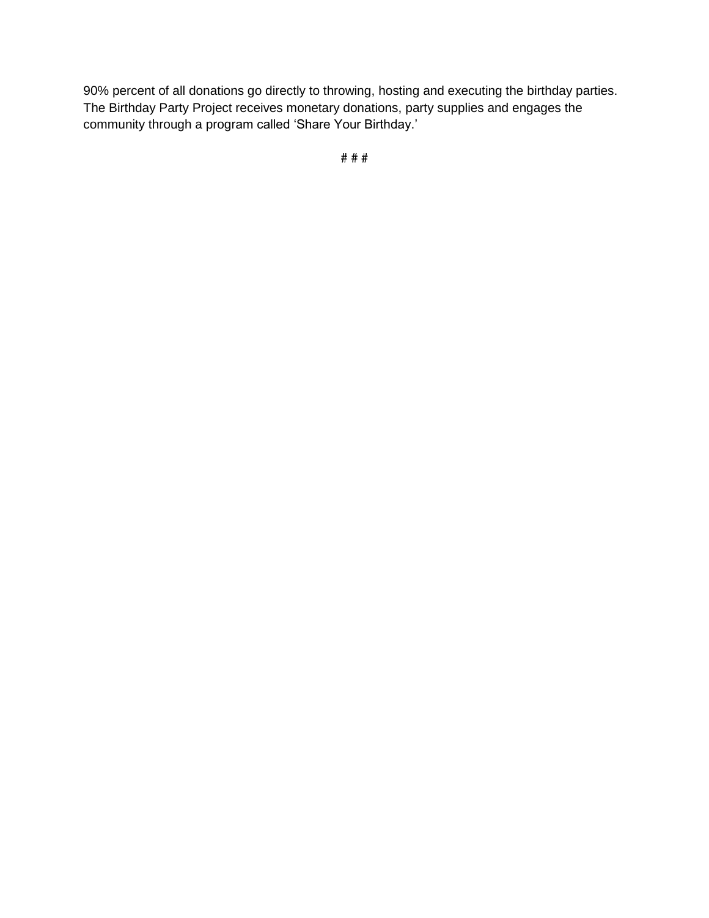90% percent of all donations go directly to throwing, hosting and executing the birthday parties. The Birthday Party Project receives monetary donations, party supplies and engages the community through a program called 'Share Your Birthday.'

# # #